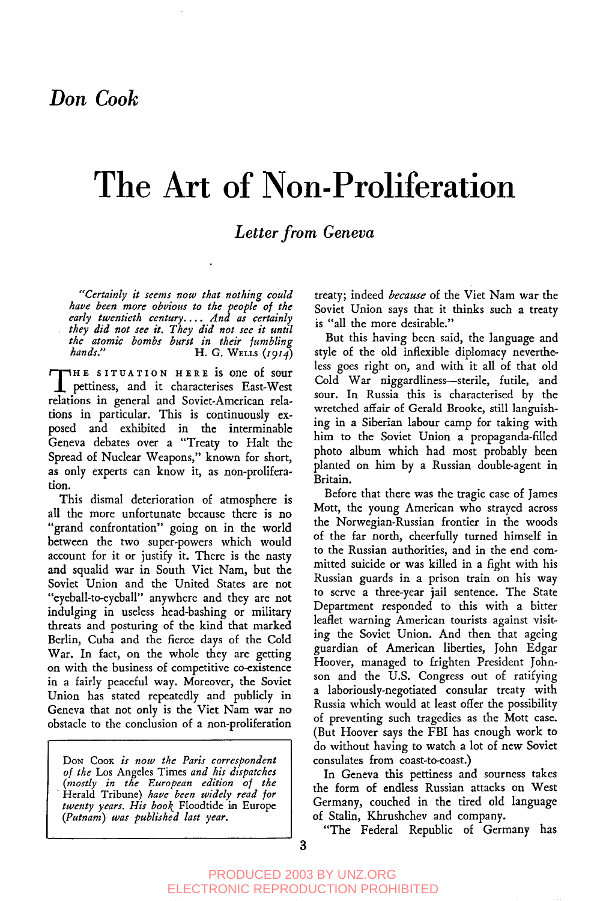*Don Cook*

# The Art of Non-Proliferation

## *Letter from Geneva*

> *"Certainly it seems now that nothing could have been more obvious to the people of the early twentieth century.... And as certainly they did not see it. They did not see it until the atomic bombs burst in their fumbling hands."*
> H. G. WELLS (*1914*)

THE SITUATION HERE is one of sour pettiness, and it characterises East-West relations in general and Soviet-American relations in particular. This is continuously exposed and exhibited in the interminable Geneva debates over a "Treaty to Halt the Spread of Nuclear Weapons," known for short, as only experts can know it, as non-proliferation.

This dismal deterioration of atmosphere is all the more unfortunate because there is no "grand confrontation" going on in the world between the two super-powers which would account for it or justify it. There is the nasty and squalid war in South Viet Nam, but the Soviet Union and the United States are not "eyeball-to-eyeball" anywhere and they are not indulging in useless head-bashing or military threats and posturing of the kind that marked Berlin, Cuba and the fierce days of the Cold War. In fact, on the whole they are getting on with the business of competitive co-existence in a fairly peaceful way. Moreover, the Soviet Union has stated repeatedly and publicly in Geneva that not only is the Viet Nam war no obstacle to the conclusion of a non-proliferation treaty; indeed *because* of the Viet Nam war the Soviet Union says that it thinks such a treaty is "all the more desirable."

But this having been said, the language and style of the old inflexible diplomacy nevertheless goes right on, and with it all of that old Cold War niggardliness—sterile, futile, and sour. In Russia this is characterised by the wretched affair of Gerald Brooke, still languishing in a Siberian labour camp for taking with him to the Soviet Union a propaganda-filled photo album which had most probably been planted on him by a Russian double-agent in Britain.

Before that there was the tragic case of James Mott, the young American who strayed across the Norwegian-Russian frontier in the woods of the far north, cheerfully turned himself in to the Russian authorities, and in the end committed suicide or was killed in a fight with his Russian guards in a prison train on his way to serve a three-year jail sentence. The State Department responded to this with a bitter leaflet warning American tourists against visiting the Soviet Union. And then that ageing guardian of American liberties, John Edgar Hoover, managed to frighten President Johnson and the U.S. Congress out of ratifying a laboriously-negotiated consular treaty with Russia which would at least offer the possibility of preventing such tragedies as the Mott case. (But Hoover says the FBI has enough work to do without having to watch a lot of new Soviet consulates from coast-to-coast.)

In Geneva this pettiness and sourness takes the form of endless Russian attacks on West Germany, couched in the tired old language of Stalin, Khrushchev and company.

"The Federal Republic of Germany has

---

DON COOK *is now the Paris correspondent of the* Los Angeles Times *and his dispatches (mostly in the European edition of the* Herald Tribune) *have been widely read for twenty years. His book* Floodtide in Europe *(Putnam) was published last year.*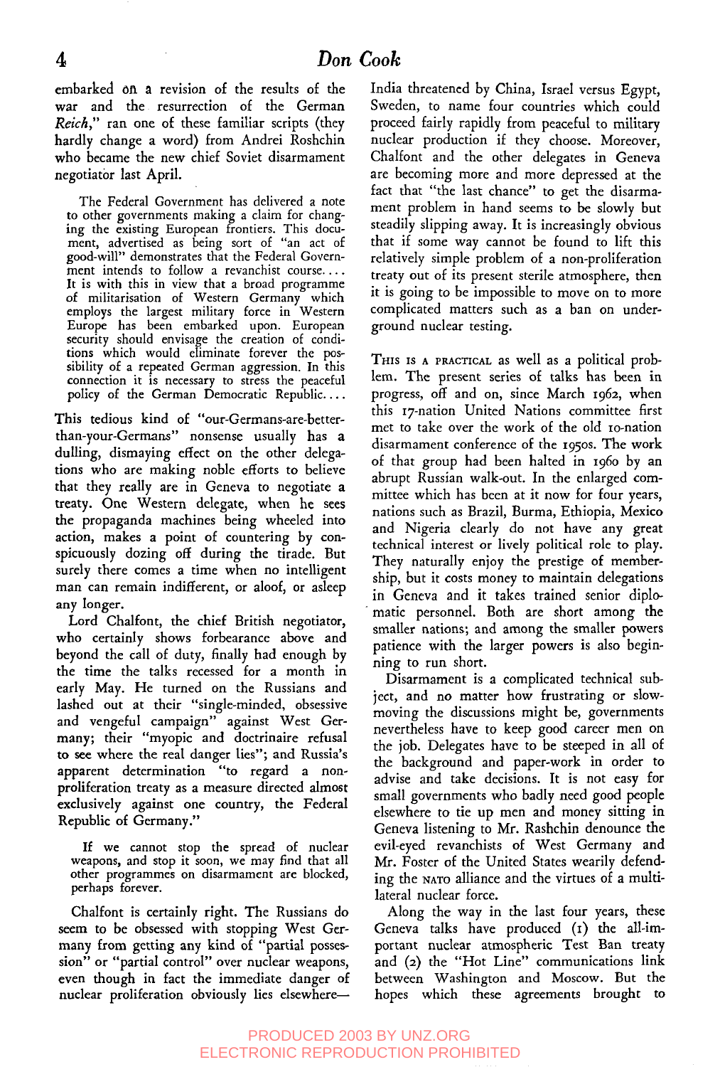embarked on a revision of the results of the war and the resurrection of the German *Reich*," ran one of these familiar scripts (they hardly change a word) from Andrei Roshchin who became the new chief Soviet disarmament negotiator last April.

> The Federal Government has delivered a note to other governments making a claim for changing the existing European frontiers. This document, advertised as being sort of "an act of good-will" demonstrates that the Federal Government intends to follow a revanchist course. . . . It is with this in view that a broad programme of militarisation of Western Germany which employs the largest military force in Western Europe has been embarked upon. European security should envisage the creation of conditions which would eliminate forever the possibility of a repeated German aggression. In this connection it is necessary to stress the peaceful policy of the German Democratic Republic. . . .

This tedious kind of "our-Germans-are-better-than-your-Germans" nonsense usually has a dulling, dismaying effect on the other delegations who are making noble efforts to believe that they really are in Geneva to negotiate a treaty. One Western delegate, when he sees the propaganda machines being wheeled into action, makes a point of countering by conspicuously dozing off during the tirade. But surely there comes a time when no intelligent man can remain indifferent, or aloof, or asleep any longer.

Lord Chalfont, the chief British negotiator, who certainly shows forbearance above and beyond the call of duty, finally had enough by the time the talks recessed for a month in early May. He turned on the Russians and lashed out at their "single-minded, obsessive and vengeful campaign" against West Germany; their "myopic and doctrinaire refusal to see where the real danger lies"; and Russia's apparent determination "to regard a non-proliferation treaty as a measure directed almost exclusively against one country, the Federal Republic of Germany."

> If we cannot stop the spread of nuclear weapons, and stop it soon, we may find that all other programmes on disarmament are blocked, perhaps forever.

Chalfont is certainly right. The Russians do seem to be obsessed with stopping West Germany from getting any kind of "partial possession" or "partial control" over nuclear weapons, even though in fact the immediate danger of nuclear proliferation obviously lies elsewhere—India threatened by China, Israel versus Egypt, Sweden, to name four countries which could proceed fairly rapidly from peaceful to military nuclear production if they choose. Moreover, Chalfont and the other delegates in Geneva are becoming more and more depressed at the fact that "the last chance" to get the disarmament problem in hand seems to be slowly but steadily slipping away. It is increasingly obvious that if some way cannot be found to lift this relatively simple problem of a non-proliferation treaty out of its present sterile atmosphere, then it is going to be impossible to move on to more complicated matters such as a ban on underground nuclear testing.

This is a practical as well as a political problem. The present series of talks has been in progress, off and on, since March 1962, when this 17-nation United Nations committee first met to take over the work of the old 10-nation disarmament conference of the 1950s. The work of that group had been halted in 1960 by an abrupt Russian walk-out. In the enlarged committee which has been at it now for four years, nations such as Brazil, Burma, Ethiopia, Mexico and Nigeria clearly do not have any great technical interest or lively political role to play. They naturally enjoy the prestige of membership, but it costs money to maintain delegations in Geneva and it takes trained senior diplomatic personnel. Both are short among the smaller nations; and among the smaller powers patience with the larger powers is also beginning to run short.

Disarmament is a complicated technical subject, and no matter how frustrating or slow-moving the discussions might be, governments nevertheless have to keep good career men on the job. Delegates have to be steeped in all of the background and paper-work in order to advise and take decisions. It is not easy for small governments who badly need good people elsewhere to tie up men and money sitting in Geneva listening to Mr. Rashchin denounce the evil-eyed revanchists of West Germany and Mr. Foster of the United States wearily defending the NATO alliance and the virtues of a multilateral nuclear force.

Along the way in the last four years, these Geneva talks have produced (1) the all-important nuclear atmospheric Test Ban treaty and (2) the "Hot Line" communications link between Washington and Moscow. But the hopes which these agreements brought to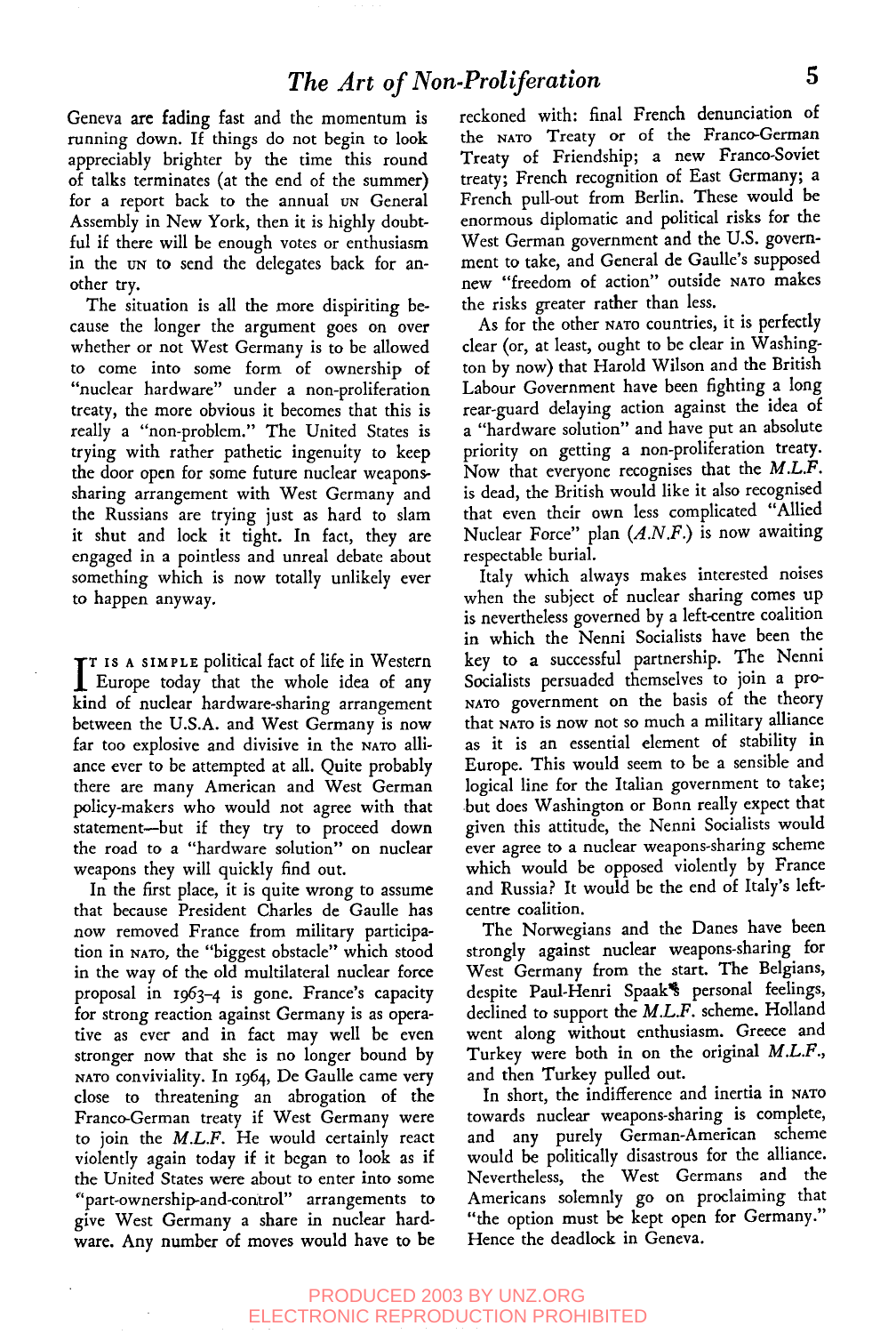Geneva are fading fast and the momentum is running down. If things do not begin to look appreciably brighter by the time this round of talks terminates (at the end of the summer) for a report back to the annual UN General Assembly in New York, then it is highly doubtful if there will be enough votes or enthusiasm in the UN to send the delegates back for another try.

The situation is all the more dispiriting because the longer the argument goes on over whether or not West Germany is to be allowed to come into some form of ownership of "nuclear hardware" under a non-proliferation treaty, the more obvious it becomes that this is really a "non-problem." The United States is trying with rather pathetic ingenuity to keep the door open for some future nuclear weapons-sharing arrangement with West Germany and the Russians are trying just as hard to slam it shut and lock it tight. In fact, they are engaged in a pointless and unreal debate about something which is now totally unlikely ever to happen anyway.

IT IS A SIMPLE political fact of life in Western Europe today that the whole idea of any kind of nuclear hardware-sharing arrangement between the U.S.A. and West Germany is now far too explosive and divisive in the NATO alliance ever to be attempted at all. Quite probably there are many American and West German policy-makers who would not agree with that statement—but if they try to proceed down the road to a "hardware solution" on nuclear weapons they will quickly find out.

In the first place, it is quite wrong to assume that because President Charles de Gaulle has now removed France from military participation in NATO, the "biggest obstacle" which stood in the way of the old multilateral nuclear force proposal in 1963–4 is gone. France's capacity for strong reaction against Germany is as operative as ever and in fact may well be even stronger now that she is no longer bound by NATO conviviality. In 1964, De Gaulle came very close to threatening an abrogation of the Franco-German treaty if West Germany were to join the *M.L.F.* He would certainly react violently again today if it began to look as if the United States were about to enter into some "part-ownership-and-control" arrangements to give West Germany a share in nuclear hardware. Any number of moves would have to be reckoned with: final French denunciation of the NATO Treaty or of the Franco-German Treaty of Friendship; a new Franco-Soviet treaty; French recognition of East Germany; a French pull-out from Berlin. These would be enormous diplomatic and political risks for the West German government and the U.S. government to take, and General de Gaulle's supposed new "freedom of action" outside NATO makes the risks greater rather than less.

As for the other NATO countries, it is perfectly clear (or, at least, ought to be clear in Washington by now) that Harold Wilson and the British Labour Government have been fighting a long rear-guard delaying action against the idea of a "hardware solution" and have put an absolute priority on getting a non-proliferation treaty. Now that everyone recognises that the *M.L.F.* is dead, the British would like it also recognised that even their own less complicated "Allied Nuclear Force" plan (*A.N.F.*) is now awaiting respectable burial.

Italy which always makes interested noises when the subject of nuclear sharing comes up is nevertheless governed by a left-centre coalition in which the Nenni Socialists have been the key to a successful partnership. The Nenni Socialists persuaded themselves to join a pro-NATO government on the basis of the theory that NATO is now not so much a military alliance as it is an essential element of stability in Europe. This would seem to be a sensible and logical line for the Italian government to take; but does Washington or Bonn really expect that given this attitude, the Nenni Socialists would ever agree to a nuclear weapons-sharing scheme which would be opposed violently by France and Russia? It would be the end of Italy's left-centre coalition.

The Norwegians and the Danes have been strongly against nuclear weapons-sharing for West Germany from the start. The Belgians, despite Paul-Henri Spaak's personal feelings, declined to support the *M.L.F.* scheme. Holland went along without enthusiasm. Greece and Turkey were both in on the original *M.L.F.*, and then Turkey pulled out.

In short, the indifference and inertia in NATO towards nuclear weapons-sharing is complete, and any purely German-American scheme would be politically disastrous for the alliance. Nevertheless, the West Germans and the Americans solemnly go on proclaiming that "the option must be kept open for Germany." Hence the deadlock in Geneva.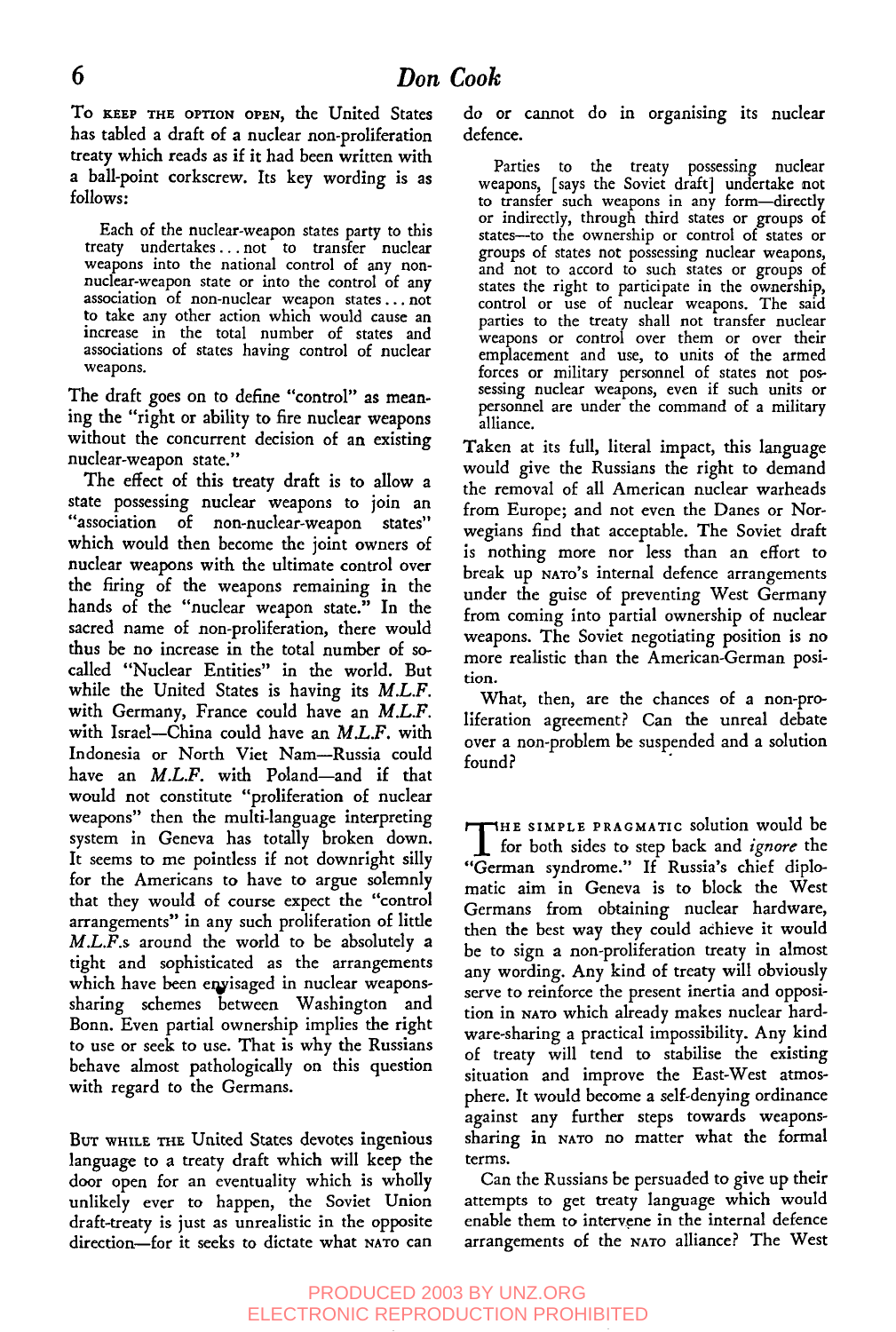To KEEP THE OPTION OPEN, the United States has tabled a draft of a nuclear non-proliferation treaty which reads as if it had been written with a ball-point corkscrew. Its key wording is as follows:

> Each of the nuclear-weapon states party to this treaty undertakes... not to transfer nuclear weapons into the national control of any non-nuclear-weapon state or into the control of any association of non-nuclear weapon states... not to take any other action which would cause an increase in the total number of states and associations of states having control of nuclear weapons.

The draft goes on to define "control" as meaning the "right or ability to fire nuclear weapons without the concurrent decision of an existing nuclear-weapon state."

The effect of this treaty draft is to allow a state possessing nuclear weapons to join an "association of non-nuclear-weapon states" which would then become the joint owners of nuclear weapons with the ultimate control over the firing of the weapons remaining in the hands of the "nuclear weapon state." In the sacred name of non-proliferation, there would thus be no increase in the total number of so-called "Nuclear Entities" in the world. But while the United States is having its *M.L.F.* with Germany, France could have an *M.L.F.* with Israel—China could have an *M.L.F.* with Indonesia or North Viet Nam—Russia could have an *M.L.F.* with Poland—and if that would not constitute "proliferation of nuclear weapons" then the multi-language interpreting system in Geneva has totally broken down. It seems to me pointless if not downright silly for the Americans to have to argue solemnly that they would of course expect the "control arrangements" in any such proliferation of little *M.L.F.*s around the world to be absolutely a tight and sophisticated as the arrangements which have been envisaged in nuclear weapons-sharing schemes between Washington and Bonn. Even partial ownership implies the right to use or seek to use. That is why the Russians behave almost pathologically on this question with regard to the Germans.

BUT WHILE THE United States devotes ingenious language to a treaty draft which will keep the door open for an eventuality which is wholly unlikely ever to happen, the Soviet Union draft-treaty is just as unrealistic in the opposite direction—for it seeks to dictate what NATO can do or cannot do in organising its nuclear defence.

> Parties to the treaty possessing nuclear weapons, [says the Soviet draft] undertake not to transfer such weapons in any form—directly or indirectly, through third states or groups of states—to the ownership or control of states or groups of states not possessing nuclear weapons, and not to accord to such states or groups of states the right to participate in the ownership, control or use of nuclear weapons. The said parties to the treaty shall not transfer nuclear weapons or control over them or over their emplacement and use, to units of the armed forces or military personnel of states not possessing nuclear weapons, even if such units or personnel are under the command of a military alliance.

Taken at its full, literal impact, this language would give the Russians the right to demand the removal of all American nuclear warheads from Europe; and not even the Danes or Norwegians find that acceptable. The Soviet draft is nothing more nor less than an effort to break up NATO's internal defence arrangements under the guise of preventing West Germany from coming into partial ownership of nuclear weapons. The Soviet negotiating position is no more realistic than the American-German position.

What, then, are the chances of a non-proliferation agreement? Can the unreal debate over a non-problem be suspended and a solution found?

THE SIMPLE PRAGMATIC solution would be for both sides to step back and *ignore* the "German syndrome." If Russia's chief diplomatic aim in Geneva is to block the West Germans from obtaining nuclear hardware, then the best way they could achieve it would be to sign a non-proliferation treaty in almost any wording. Any kind of treaty will obviously serve to reinforce the present inertia and opposition in NATO which already makes nuclear hardware-sharing a practical impossibility. Any kind of treaty will tend to stabilise the existing situation and improve the East-West atmosphere. It would become a self-denying ordinance against any further steps towards weapons-sharing in NATO no matter what the formal terms.

Can the Russians be persuaded to give up their attempts to get treaty language which would enable them to intervene in the internal defence arrangements of the NATO alliance? The West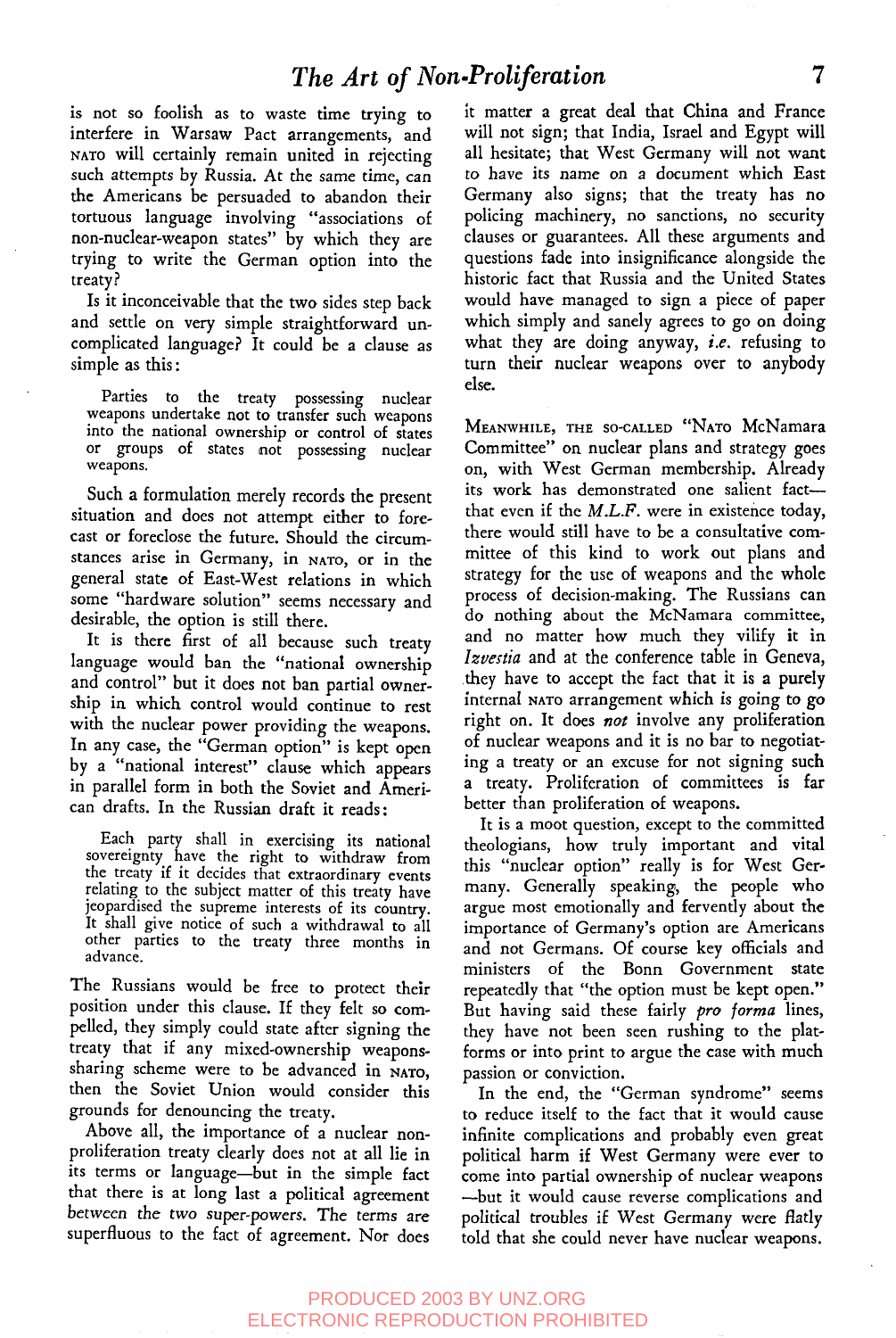is not so foolish as to waste time trying to interfere in Warsaw Pact arrangements, and NATO will certainly remain united in rejecting such attempts by Russia. At the same time, can the Americans be persuaded to abandon their tortuous language involving "associations of non-nuclear-weapon states" by which they are trying to write the German option into the treaty?

Is it inconceivable that the two sides step back and settle on very simple straightforward uncomplicated language? It could be a clause as simple as this:

> Parties to the treaty possessing nuclear weapons undertake not to transfer such weapons into the national ownership or control of states or groups of states not possessing nuclear weapons.

Such a formulation merely records the present situation and does not attempt either to forecast or foreclose the future. Should the circumstances arise in Germany, in NATO, or in the general state of East-West relations in which some "hardware solution" seems necessary and desirable, the option is still there.

It is there first of all because such treaty language would ban the "national ownership and control" but it does not ban partial ownership in which control would continue to rest with the nuclear power providing the weapons. In any case, the "German option" is kept open by a "national interest" clause which appears in parallel form in both the Soviet and American drafts. In the Russian draft it reads:

> Each party shall in exercising its national sovereignty have the right to withdraw from the treaty if it decides that extraordinary events relating to the subject matter of this treaty have jeopardised the supreme interests of its country. It shall give notice of such a withdrawal to all other parties to the treaty three months in advance.

The Russians would be free to protect their position under this clause. If they felt so compelled, they simply could state after signing the treaty that if any mixed-ownership weapons-sharing scheme were to be advanced in NATO, then the Soviet Union would consider this grounds for denouncing the treaty.

Above all, the importance of a nuclear non-proliferation treaty clearly does not at all lie in its terms or language—but in the simple fact that there is at long last a political agreement between the two super-powers. The terms are superfluous to the fact of agreement. Nor does it matter a great deal that China and France will not sign; that India, Israel and Egypt will all hesitate; that West Germany will not want to have its name on a document which East Germany also signs; that the treaty has no policing machinery, no sanctions, no security clauses or guarantees. All these arguments and questions fade into insignificance alongside the historic fact that Russia and the United States would have managed to sign a piece of paper which simply and sanely agrees to go on doing what they are doing anyway, *i.e.* refusing to turn their nuclear weapons over to anybody else.

MEANWHILE, THE SO-CALLED "NATO McNamara Committee" on nuclear plans and strategy goes on, with West German membership. Already its work has demonstrated one salient fact—that even if the *M.L.F.* were in existence today, there would still have to be a consultative committee of this kind to work out plans and strategy for the use of weapons and the whole process of decision-making. The Russians can do nothing about the McNamara committee, and no matter how much they vilify it in *Izvestia* and at the conference table in Geneva, they have to accept the fact that it is a purely internal NATO arrangement which is going to go right on. It does ***not*** involve any proliferation of nuclear weapons and it is no bar to negotiating a treaty or an excuse for not signing such a treaty. Proliferation of committees is far better than proliferation of weapons.

It is a moot question, except to the committed theologians, how truly important and vital this "nuclear option" really is for West Germany. Generally speaking, the people who argue most emotionally and fervently about the importance of Germany's option are Americans and not Germans. Of course key officials and ministers of the Bonn Government state repeatedly that "the option must be kept open." But having said these fairly *pro forma* lines, they have not been seen rushing to the platforms or into print to argue the case with much passion or conviction.

In the end, the "German syndrome" seems to reduce itself to the fact that it would cause infinite complications and probably even great political harm if West Germany were ever to come into partial ownership of nuclear weapons—but it would cause reverse complications and political troubles if West Germany were flatly told that she could never have nuclear weapons.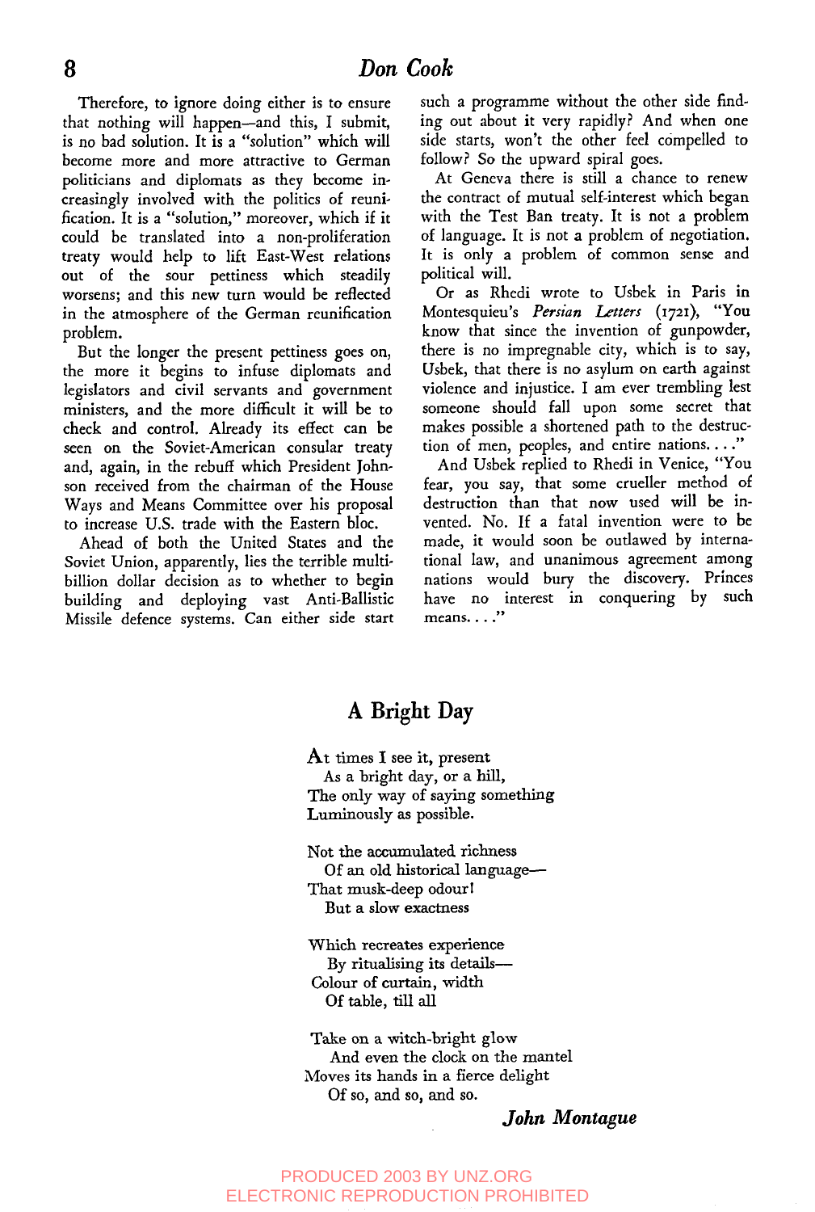Therefore, to ignore doing either is to ensure that nothing will happen—and this, I submit, is no bad solution. It is a "solution" which will become more and more attractive to German politicians and diplomats as they become increasingly involved with the politics of reunification. It is a "solution," moreover, which if it could be translated into a non-proliferation treaty would help to lift East-West relations out of the sour pettiness which steadily worsens; and this new turn would be reflected in the atmosphere of the German reunification problem.

But the longer the present pettiness goes on, the more it begins to infuse diplomats and legislators and civil servants and government ministers, and the more difficult it will be to check and control. Already its effect can be seen on the Soviet-American consular treaty and, again, in the rebuff which President Johnson received from the chairman of the House Ways and Means Committee over his proposal to increase U.S. trade with the Eastern bloc.

Ahead of both the United States and the Soviet Union, apparently, lies the terrible multi-billion dollar decision as to whether to begin building and deploying vast Anti-Ballistic Missile defence systems. Can either side start such a programme without the other side finding out about it very rapidly? And when one side starts, won't the other feel compelled to follow? So the upward spiral goes.

At Geneva there is still a chance to renew the contract of mutual self-interest which began with the Test Ban treaty. It is not a problem of language. It is not a problem of negotiation. It is only a problem of common sense and political will.

Or as Rhedi wrote to Usbek in Paris in Montesquieu's *Persian Letters* (1721), "You know that since the invention of gunpowder, there is no impregnable city, which is to say, Usbek, that there is no asylum on earth against violence and injustice. I am ever trembling lest someone should fall upon some secret that makes possible a shortened path to the destruction of men, peoples, and entire nations. . . ."

And Usbek replied to Rhedi in Venice, "You fear, you say, that some crueller method of destruction than that now used will be invented. No. If a fatal invention were to be made, it would soon be outlawed by international law, and unanimous agreement among nations would bury the discovery. Princes have no interest in conquering by such means. . . ."

## A Bright Day

At times I see it, present
As a bright day, or a hill,
The only way of saying something
Luminously as possible.

Not the accumulated richness
Of an old historical language—
That musk-deep odour!
But a slow exactness

Which recreates experience
By ritualising its details—
Colour of curtain, width
Of table, till all

Take on a witch-bright glow
And even the clock on the mantel
Moves its hands in a fierce delight
Of so, and so, and so.

***John Montague***